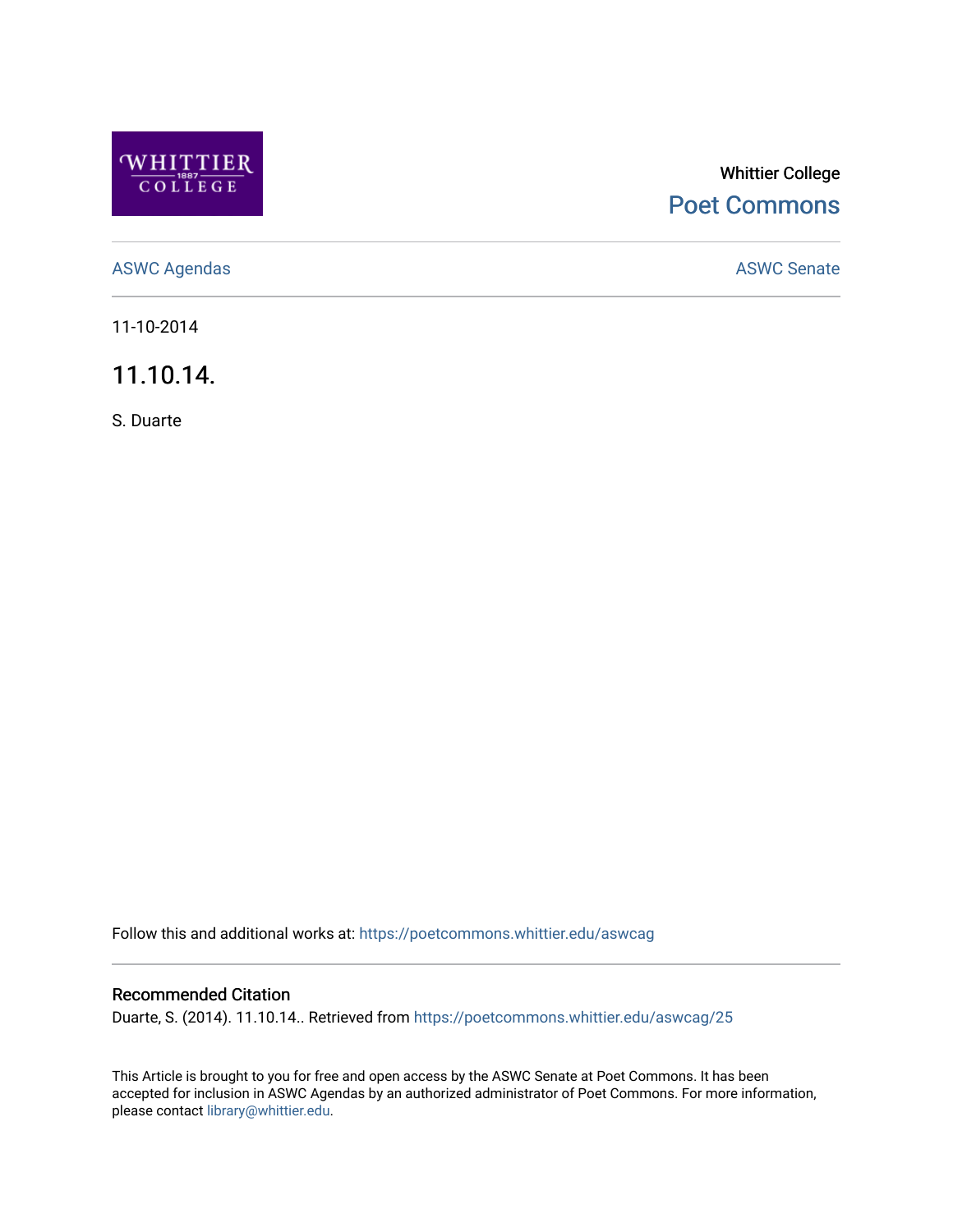Whittier College

Poet Commons

ASWC Agendas

ASWC Senate

11-10-2014

# 11.10.14.

S. Duarte

Follow this and additional works at: https://poetcommons.whittier.edu/aswcag

## Recommended Citation

Duarte, S. (2014). 11.10.14.. Retrieved from https://poetcommons.whittier.edu/aswcag/25

This Article is brought to you for free and open access by the ASWC Senate at Poet Commons. It has been accepted for inclusion in ASWC Agendas by an authorized administrator of Poet Commons. For more information, please contact library@whittier.edu.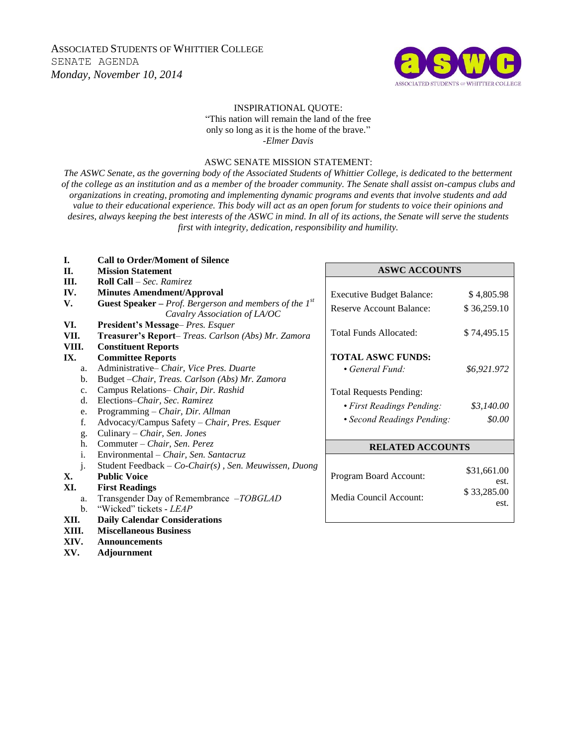ASSOCIATED STUDENTS OF WHITTIER COLLEGE
SENATE AGENDA
*Monday, November 10, 2014*

INSPIRATIONAL QUOTE:
"This nation will remain the land of the free
only so long as it is the home of the brave."
*-Elmer Davis*

ASWC SENATE MISSION STATEMENT:

*The ASWC Senate, as the governing body of the Associated Students of Whittier College, is dedicated to the betterment of the college as an institution and as a member of the broader community. The Senate shall assist on-campus clubs and organizations in creating, promoting and implementing dynamic programs and events that involve students and add value to their educational experience. This body will act as an open forum for students to voice their opinions and desires, always keeping the best interests of the ASWC in mind. In all of its actions, the Senate will serve the students first with integrity, dedication, responsibility and humility.*

- **I. Call to Order/Moment of Silence**
- **II. Mission Statement**
- **III. Roll Call** – *Sec. Ramirez*
- **IV. Minutes Amendment/Approval**
- **V. Guest Speaker –** *Prof. Bergerson and members of the 1st Cavalry Association of LA/OC*
- **VI. President's Message**– *Pres. Esquer*
- **VII. Treasurer's Report**– *Treas. Carlson (Abs) Mr. Zamora*
- **VIII. Constituent Reports**
- **IX. Committee Reports**
  - a. Administrative– *Chair, Vice Pres. Duarte*
  - b. Budget –*Chair, Treas. Carlson (Abs) Mr. Zamora*
  - c. Campus Relations– *Chair, Dir. Rashid*
  - d. Elections–*Chair, Sec. Ramirez*
  - e. Programming – *Chair, Dir. Allman*
  - f. Advocacy/Campus Safety – *Chair, Pres. Esquer*
  - g. Culinary – *Chair, Sen. Jones*
  - h. Commuter – *Chair, Sen. Perez*
  - i. Environmental – *Chair, Sen. Santacruz*
  - j. Student Feedback – *Co-Chair(s) , Sen. Meuwissen, Duong*
- **X. Public Voice**
- **XI. First Readings**
  - a. Transgender Day of Remembrance –*TOBGLAD*
  - b. "Wicked" tickets - *LEAP*
- **XII. Daily Calendar Considerations**
- **XIII. Miscellaneous Business**
- **XIV. Announcements**
- **XV. Adjournment**

| ASWC ACCOUNTS | |
|---|---|
| Executive Budget Balance: | $ 4,805.98 |
| Reserve Account Balance: | $ 36,259.10 |
| Total Funds Allocated: | $ 74,495.15 |
| **TOTAL ASWC FUNDS:** | |
| • *General Fund:* | *$6,921.972* |
| Total Requests Pending: | |
| • *First Readings Pending:* | *$3,140.00* |
| • *Second Readings Pending:* | *$0.00* |
| **RELATED ACCOUNTS** | |
| Program Board Account: | $31,661.00 est. |
| Media Council Account: | $ 33,285.00 est. |